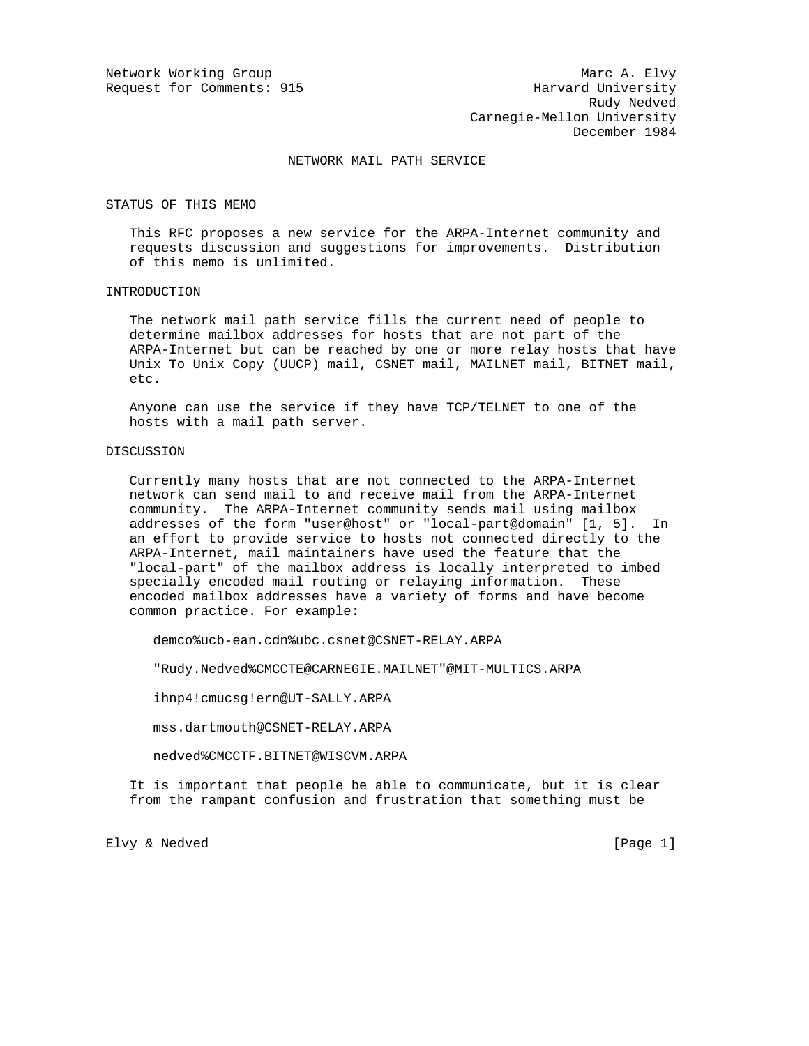Network Working Group                                           Marc A. Elvy
Request for Comments: 915                                 Harvard University
                                                                 Rudy Nedved
                                                  Carnegie-Mellon University
                                                               December 1984

# NETWORK MAIL PATH SERVICE

## STATUS OF THIS MEMO

This RFC proposes a new service for the ARPA-Internet community and requests discussion and suggestions for improvements. Distribution of this memo is unlimited.

## INTRODUCTION

The network mail path service fills the current need of people to determine mailbox addresses for hosts that are not part of the ARPA-Internet but can be reached by one or more relay hosts that have Unix To Unix Copy (UUCP) mail, CSNET mail, MAILNET mail, BITNET mail, etc.

Anyone can use the service if they have TCP/TELNET to one of the hosts with a mail path server.

## DISCUSSION

Currently many hosts that are not connected to the ARPA-Internet network can send mail to and receive mail from the ARPA-Internet community. The ARPA-Internet community sends mail using mailbox addresses of the form "user@host" or "local-part@domain" [1, 5]. In an effort to provide service to hosts not connected directly to the ARPA-Internet, mail maintainers have used the feature that the "local-part" of the mailbox address is locally interpreted to imbed specially encoded mail routing or relaying information. These encoded mailbox addresses have a variety of forms and have become common practice. For example:

```
demco%ucb-ean.cdn%ubc.csnet@CSNET-RELAY.ARPA

"Rudy.Nedved%CMCCTE@CARNEGIE.MAILNET"@MIT-MULTICS.ARPA

ihnp4!cmucsg!ern@UT-SALLY.ARPA

mss.dartmouth@CSNET-RELAY.ARPA

nedved%CMCCTF.BITNET@WISCVM.ARPA
```

It is important that people be able to communicate, but it is clear from the rampant confusion and frustration that something must be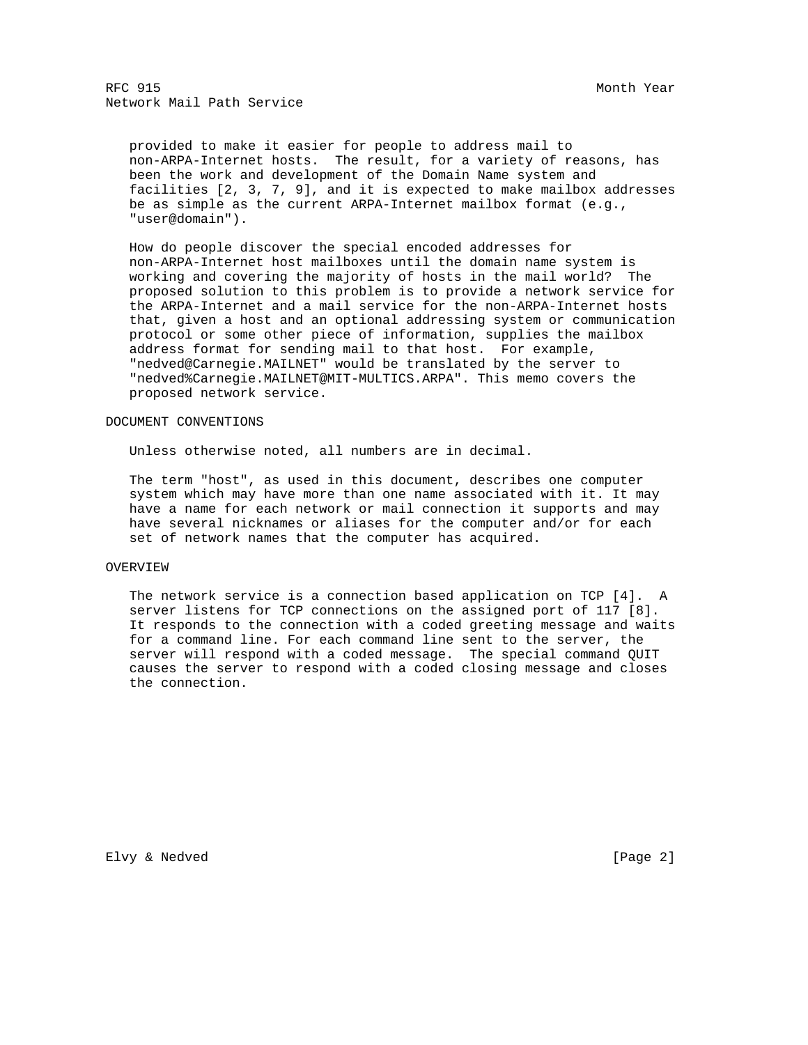provided to make it easier for people to address mail to non-ARPA-Internet hosts. The result, for a variety of reasons, has been the work and development of the Domain Name system and facilities [2, 3, 7, 9], and it is expected to make mailbox addresses be as simple as the current ARPA-Internet mailbox format (e.g., "user@domain").

How do people discover the special encoded addresses for non-ARPA-Internet host mailboxes until the domain name system is working and covering the majority of hosts in the mail world? The proposed solution to this problem is to provide a network service for the ARPA-Internet and a mail service for the non-ARPA-Internet hosts that, given a host and an optional addressing system or communication protocol or some other piece of information, supplies the mailbox address format for sending mail to that host. For example, "nedved@Carnegie.MAILNET" would be translated by the server to "nedved%Carnegie.MAILNET@MIT-MULTICS.ARPA". This memo covers the proposed network service.

## DOCUMENT CONVENTIONS

Unless otherwise noted, all numbers are in decimal.

The term "host", as used in this document, describes one computer system which may have more than one name associated with it. It may have a name for each network or mail connection it supports and may have several nicknames or aliases for the computer and/or for each set of network names that the computer has acquired.

## OVERVIEW

The network service is a connection based application on TCP [4]. A server listens for TCP connections on the assigned port of 117 [8]. It responds to the connection with a coded greeting message and waits for a command line. For each command line sent to the server, the server will respond with a coded message. The special command QUIT causes the server to respond with a coded closing message and closes the connection.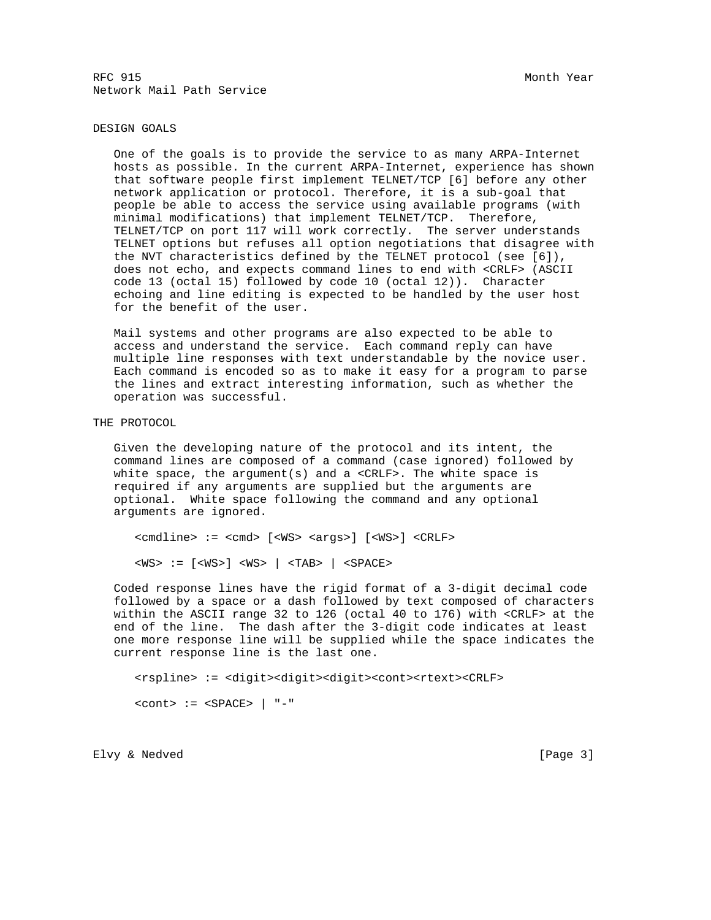## DESIGN GOALS

One of the goals is to provide the service to as many ARPA-Internet hosts as possible. In the current ARPA-Internet, experience has shown that software people first implement TELNET/TCP [6] before any other network application or protocol. Therefore, it is a sub-goal that people be able to access the service using available programs (with minimal modifications) that implement TELNET/TCP. Therefore, TELNET/TCP on port 117 will work correctly. The server understands TELNET options but refuses all option negotiations that disagree with the NVT characteristics defined by the TELNET protocol (see [6]), does not echo, and expects command lines to end with <CRLF> (ASCII code 13 (octal 15) followed by code 10 (octal 12)). Character echoing and line editing is expected to be handled by the user host for the benefit of the user.

Mail systems and other programs are also expected to be able to access and understand the service. Each command reply can have multiple line responses with text understandable by the novice user. Each command is encoded so as to make it easy for a program to parse the lines and extract interesting information, such as whether the operation was successful.

## THE PROTOCOL

Given the developing nature of the protocol and its intent, the command lines are composed of a command (case ignored) followed by white space, the argument(s) and a <CRLF>. The white space is required if any arguments are supplied but the arguments are optional. White space following the command and any optional arguments are ignored.

```
<cmdline> := <cmd> [<WS> <args>] [<WS>] <CRLF>

<WS> := [<WS>] <WS> | <TAB> | <SPACE>
```

Coded response lines have the rigid format of a 3-digit decimal code followed by a space or a dash followed by text composed of characters within the ASCII range 32 to 126 (octal 40 to 176) with <CRLF> at the end of the line. The dash after the 3-digit code indicates at least one more response line will be supplied while the space indicates the current response line is the last one.

```
<rspline> := <digit><digit><digit><cont><rtext><CRLF>

<cont> := <SPACE> | "-"
```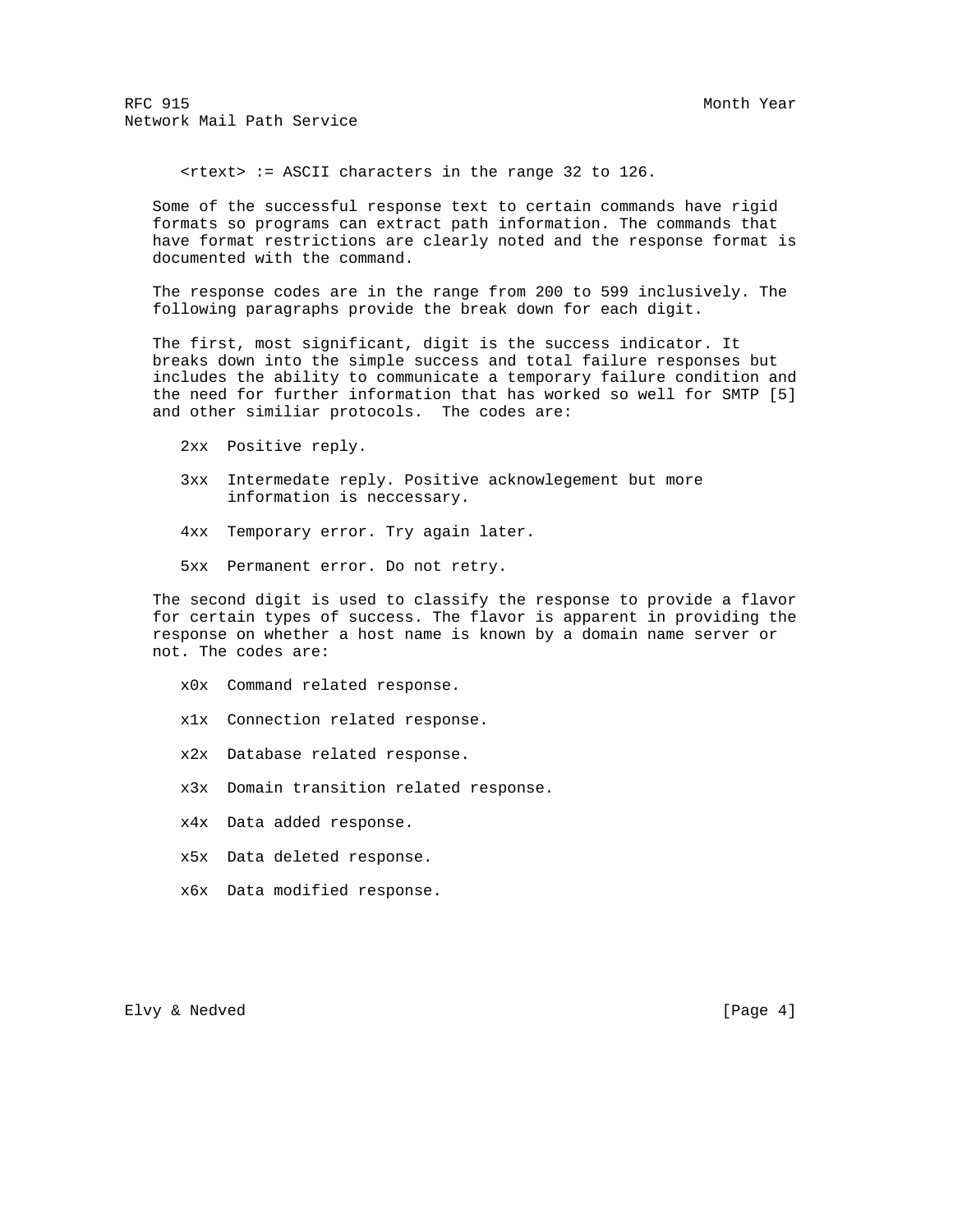<rtext> := ASCII characters in the range 32 to 126.

Some of the successful response text to certain commands have rigid formats so programs can extract path information. The commands that have format restrictions are clearly noted and the response format is documented with the command.

The response codes are in the range from 200 to 599 inclusively. The following paragraphs provide the break down for each digit.

The first, most significant, digit is the success indicator. It breaks down into the simple success and total failure responses but includes the ability to communicate a temporary failure condition and the need for further information that has worked so well for SMTP [5] and other similiar protocols. The codes are:

2xx Positive reply.

3xx Intermedate reply. Positive acknowlegement but more information is neccessary.

4xx Temporary error. Try again later.

5xx Permanent error. Do not retry.

The second digit is used to classify the response to provide a flavor for certain types of success. The flavor is apparent in providing the response on whether a host name is known by a domain name server or not. The codes are:

x0x Command related response.

x1x Connection related response.

x2x Database related response.

x3x Domain transition related response.

x4x Data added response.

x5x Data deleted response.

x6x Data modified response.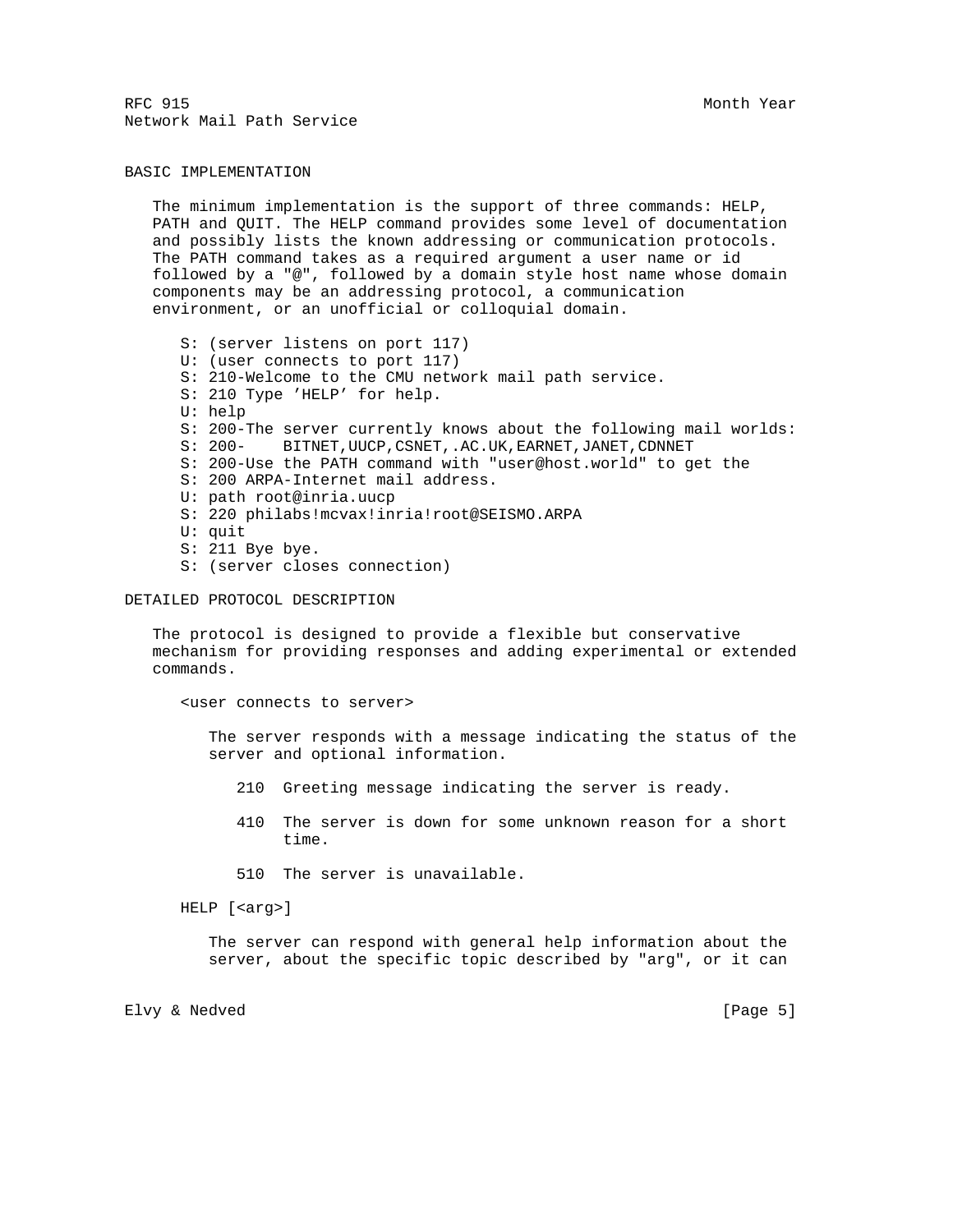## BASIC IMPLEMENTATION

The minimum implementation is the support of three commands: HELP, PATH and QUIT. The HELP command provides some level of documentation and possibly lists the known addressing or communication protocols. The PATH command takes as a required argument a user name or id followed by a "@", followed by a domain style host name whose domain components may be an addressing protocol, a communication environment, or an unofficial or colloquial domain.

```
S: (server listens on port 117)
U: (user connects to port 117)
S: 210-Welcome to the CMU network mail path service.
S: 210 Type 'HELP' for help.
U: help
S: 200-The server currently knows about the following mail worlds:
S: 200-    BITNET,UUCP,CSNET,.AC.UK,EARNET,JANET,CDNNET
S: 200-Use the PATH command with "user@host.world" to get the
S: 200 ARPA-Internet mail address.
U: path root@inria.uucp
S: 220 philabs!mcvax!inria!root@SEISMO.ARPA
U: quit
S: 211 Bye bye.
S: (server closes connection)
```

## DETAILED PROTOCOL DESCRIPTION

The protocol is designed to provide a flexible but conservative mechanism for providing responses and adding experimental or extended commands.

<user connects to server>

The server responds with a message indicating the status of the server and optional information.

- 210 Greeting message indicating the server is ready.
- 410 The server is down for some unknown reason for a short time.
- 510 The server is unavailable.

HELP [<arg>]

The server can respond with general help information about the server, about the specific topic described by "arg", or it can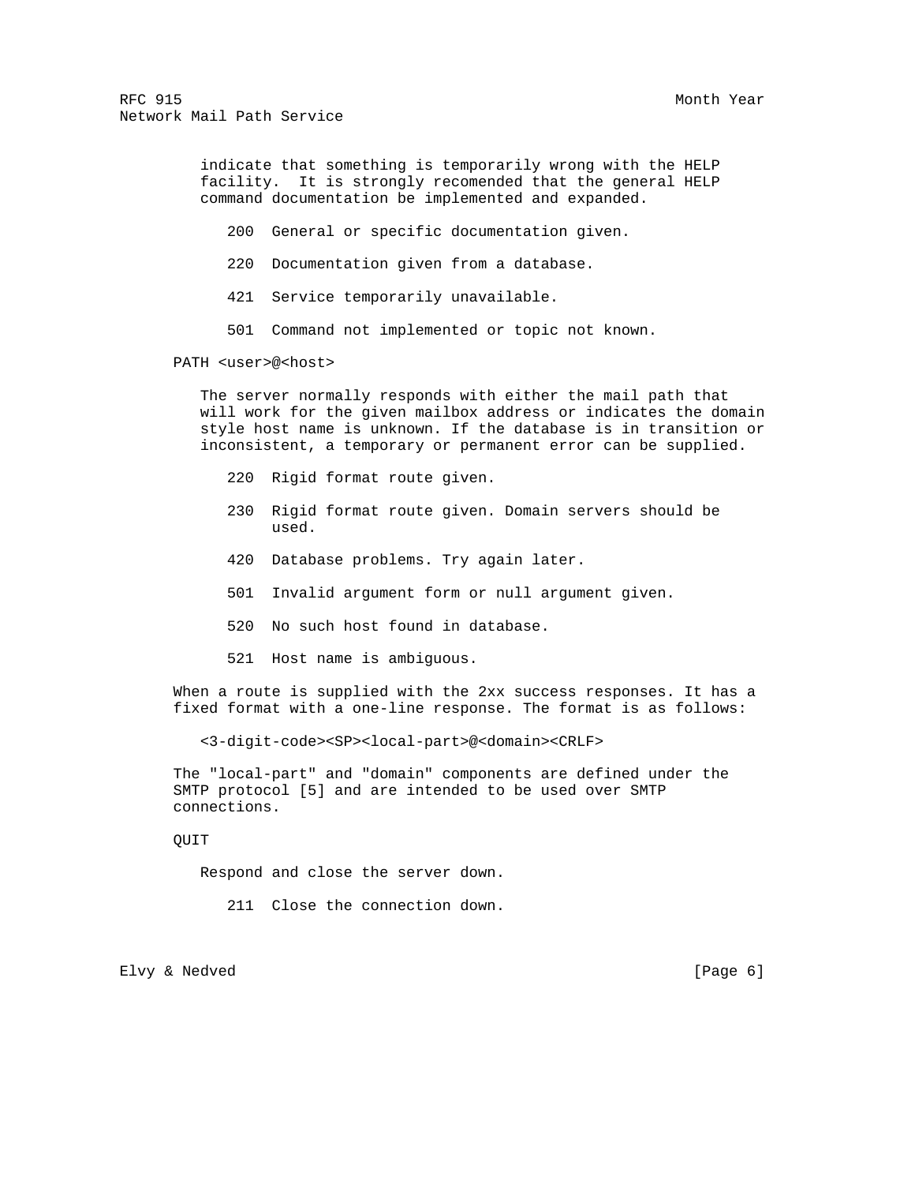indicate that something is temporarily wrong with the HELP facility. It is strongly recomended that the general HELP command documentation be implemented and expanded.

- 200 General or specific documentation given.
- 220 Documentation given from a database.
- 421 Service temporarily unavailable.
- 501 Command not implemented or topic not known.

PATH <user>@<host>

The server normally responds with either the mail path that will work for the given mailbox address or indicates the domain style host name is unknown. If the database is in transition or inconsistent, a temporary or permanent error can be supplied.

- 220 Rigid format route given.
- 230 Rigid format route given. Domain servers should be used.
- 420 Database problems. Try again later.
- 501 Invalid argument form or null argument given.
- 520 No such host found in database.
- 521 Host name is ambiguous.

When a route is supplied with the 2xx success responses. It has a fixed format with a one-line response. The format is as follows:

```
<3-digit-code><SP><local-part>@<domain><CRLF>
```

The "local-part" and "domain" components are defined under the SMTP protocol [5] and are intended to be used over SMTP connections.

QUIT

Respond and close the server down.

- 211 Close the connection down.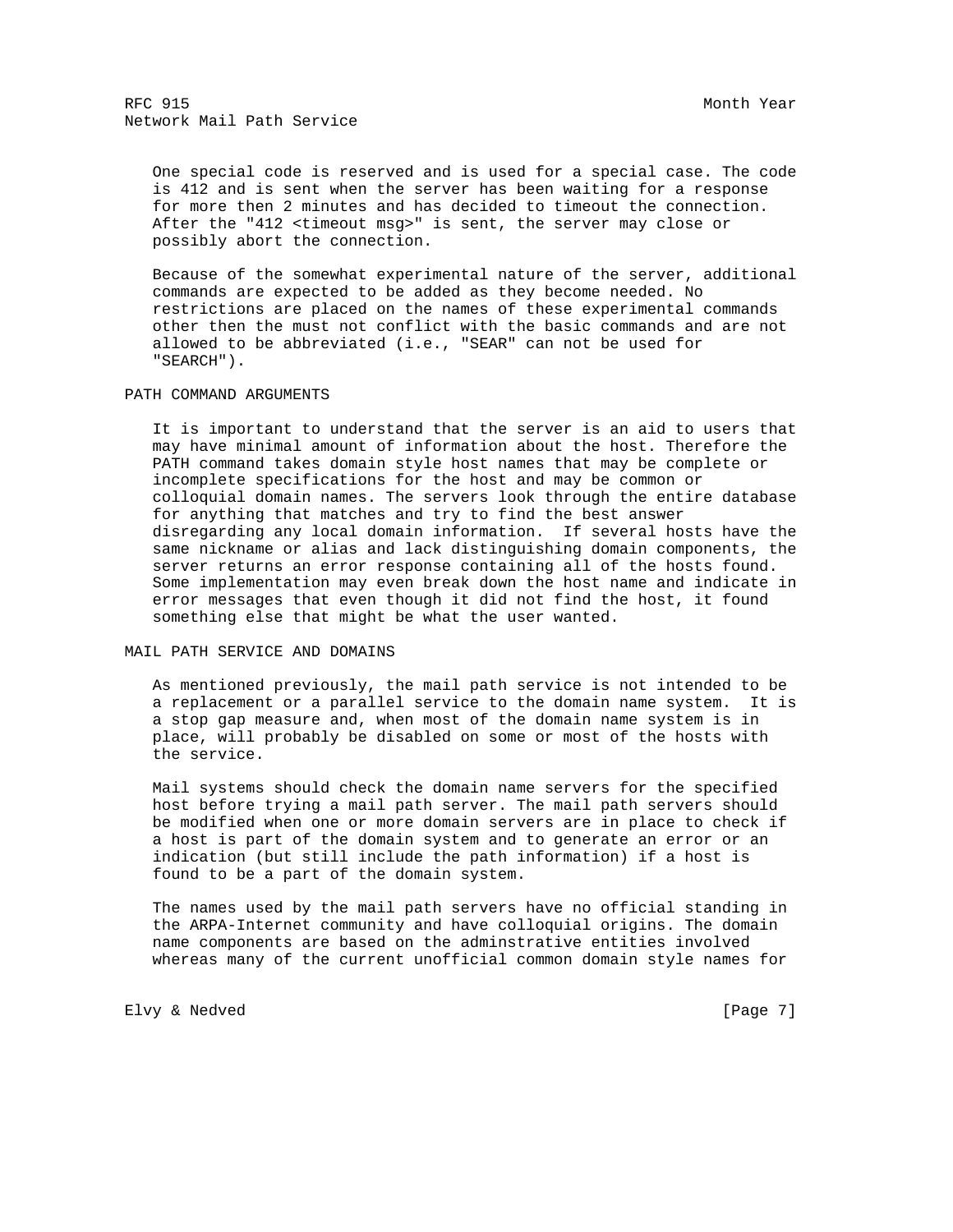One special code is reserved and is used for a special case. The code is 412 and is sent when the server has been waiting for a response for more then 2 minutes and has decided to timeout the connection. After the "412 <timeout msg>" is sent, the server may close or possibly abort the connection.

Because of the somewhat experimental nature of the server, additional commands are expected to be added as they become needed. No restrictions are placed on the names of these experimental commands other then the must not conflict with the basic commands and are not allowed to be abbreviated (i.e., "SEAR" can not be used for "SEARCH").

## PATH COMMAND ARGUMENTS

It is important to understand that the server is an aid to users that may have minimal amount of information about the host. Therefore the PATH command takes domain style host names that may be complete or incomplete specifications for the host and may be common or colloquial domain names. The servers look through the entire database for anything that matches and try to find the best answer disregarding any local domain information. If several hosts have the same nickname or alias and lack distinguishing domain components, the server returns an error response containing all of the hosts found. Some implementation may even break down the host name and indicate in error messages that even though it did not find the host, it found something else that might be what the user wanted.

## MAIL PATH SERVICE AND DOMAINS

As mentioned previously, the mail path service is not intended to be a replacement or a parallel service to the domain name system. It is a stop gap measure and, when most of the domain name system is in place, will probably be disabled on some or most of the hosts with the service.

Mail systems should check the domain name servers for the specified host before trying a mail path server. The mail path servers should be modified when one or more domain servers are in place to check if a host is part of the domain system and to generate an error or an indication (but still include the path information) if a host is found to be a part of the domain system.

The names used by the mail path servers have no official standing in the ARPA-Internet community and have colloquial origins. The domain name components are based on the adminstrative entities involved whereas many of the current unofficial common domain style names for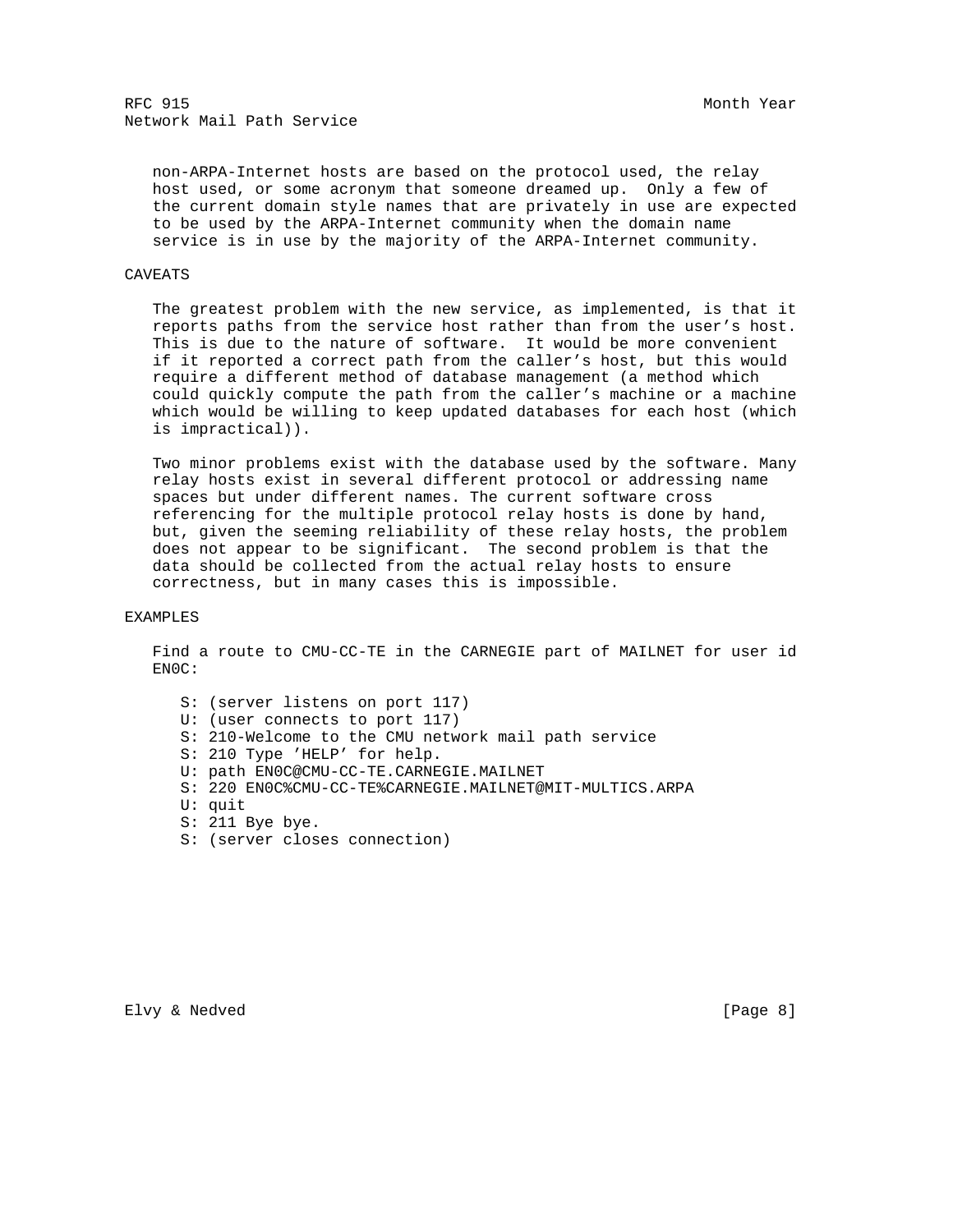non-ARPA-Internet hosts are based on the protocol used, the relay host used, or some acronym that someone dreamed up. Only a few of the current domain style names that are privately in use are expected to be used by the ARPA-Internet community when the domain name service is in use by the majority of the ARPA-Internet community.

## CAVEATS

The greatest problem with the new service, as implemented, is that it reports paths from the service host rather than from the user's host. This is due to the nature of software. It would be more convenient if it reported a correct path from the caller's host, but this would require a different method of database management (a method which could quickly compute the path from the caller's machine or a machine which would be willing to keep updated databases for each host (which is impractical)).

Two minor problems exist with the database used by the software. Many relay hosts exist in several different protocol or addressing name spaces but under different names. The current software cross referencing for the multiple protocol relay hosts is done by hand, but, given the seeming reliability of these relay hosts, the problem does not appear to be significant. The second problem is that the data should be collected from the actual relay hosts to ensure correctness, but in many cases this is impossible.

## EXAMPLES

Find a route to CMU-CC-TE in the CARNEGIE part of MAILNET for user id EN0C:

```
S: (server listens on port 117)
U: (user connects to port 117)
S: 210-Welcome to the CMU network mail path service
S: 210 Type 'HELP' for help.
U: path EN0C@CMU-CC-TE.CARNEGIE.MAILNET
S: 220 EN0C%CMU-CC-TE%CARNEGIE.MAILNET@MIT-MULTICS.ARPA
U: quit
S: 211 Bye bye.
S: (server closes connection)
```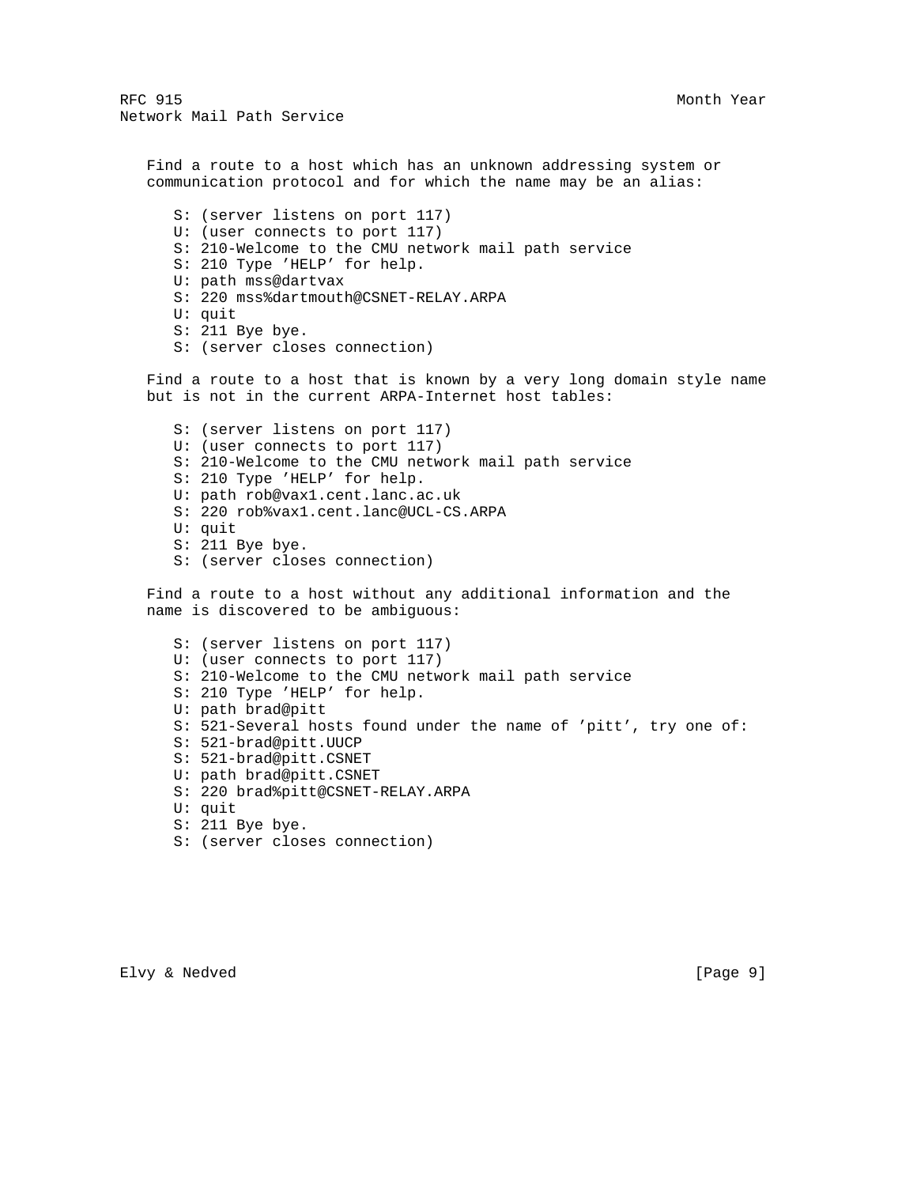Find a route to a host which has an unknown addressing system or communication protocol and for which the name may be an alias:

```
S: (server listens on port 117)
U: (user connects to port 117)
S: 210-Welcome to the CMU network mail path service
S: 210 Type 'HELP' for help.
U: path mss@dartvax
S: 220 mss%dartmouth@CSNET-RELAY.ARPA
U: quit
S: 211 Bye bye.
S: (server closes connection)
```

Find a route to a host that is known by a very long domain style name but is not in the current ARPA-Internet host tables:

```
S: (server listens on port 117)
U: (user connects to port 117)
S: 210-Welcome to the CMU network mail path service
S: 210 Type 'HELP' for help.
U: path rob@vax1.cent.lanc.ac.uk
S: 220 rob%vax1.cent.lanc@UCL-CS.ARPA
U: quit
S: 211 Bye bye.
S: (server closes connection)
```

Find a route to a host without any additional information and the name is discovered to be ambiguous:

```
S: (server listens on port 117)
U: (user connects to port 117)
S: 210-Welcome to the CMU network mail path service
S: 210 Type 'HELP' for help.
U: path brad@pitt
S: 521-Several hosts found under the name of 'pitt', try one of:
S: 521-brad@pitt.UUCP
S: 521-brad@pitt.CSNET
U: path brad@pitt.CSNET
S: 220 brad%pitt@CSNET-RELAY.ARPA
U: quit
S: 211 Bye bye.
S: (server closes connection)
```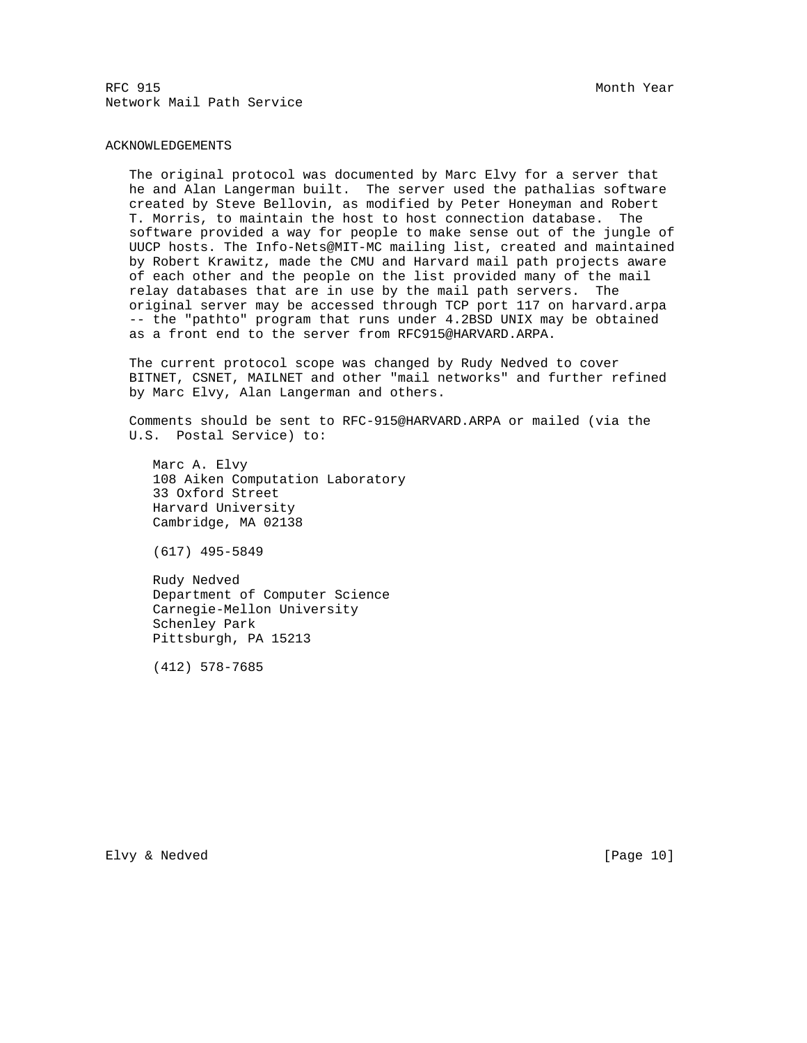## ACKNOWLEDGEMENTS

The original protocol was documented by Marc Elvy for a server that he and Alan Langerman built. The server used the pathalias software created by Steve Bellovin, as modified by Peter Honeyman and Robert T. Morris, to maintain the host to host connection database. The software provided a way for people to make sense out of the jungle of UUCP hosts. The Info-Nets@MIT-MC mailing list, created and maintained by Robert Krawitz, made the CMU and Harvard mail path projects aware of each other and the people on the list provided many of the mail relay databases that are in use by the mail path servers. The original server may be accessed through TCP port 117 on harvard.arpa -- the "pathto" program that runs under 4.2BSD UNIX may be obtained as a front end to the server from RFC915@HARVARD.ARPA.

The current protocol scope was changed by Rudy Nedved to cover BITNET, CSNET, MAILNET and other "mail networks" and further refined by Marc Elvy, Alan Langerman and others.

Comments should be sent to RFC-915@HARVARD.ARPA or mailed (via the U.S. Postal Service) to:

Marc A. Elvy
108 Aiken Computation Laboratory
33 Oxford Street
Harvard University
Cambridge, MA 02138

(617) 495-5849

Rudy Nedved
Department of Computer Science
Carnegie-Mellon University
Schenley Park
Pittsburgh, PA 15213

(412) 578-7685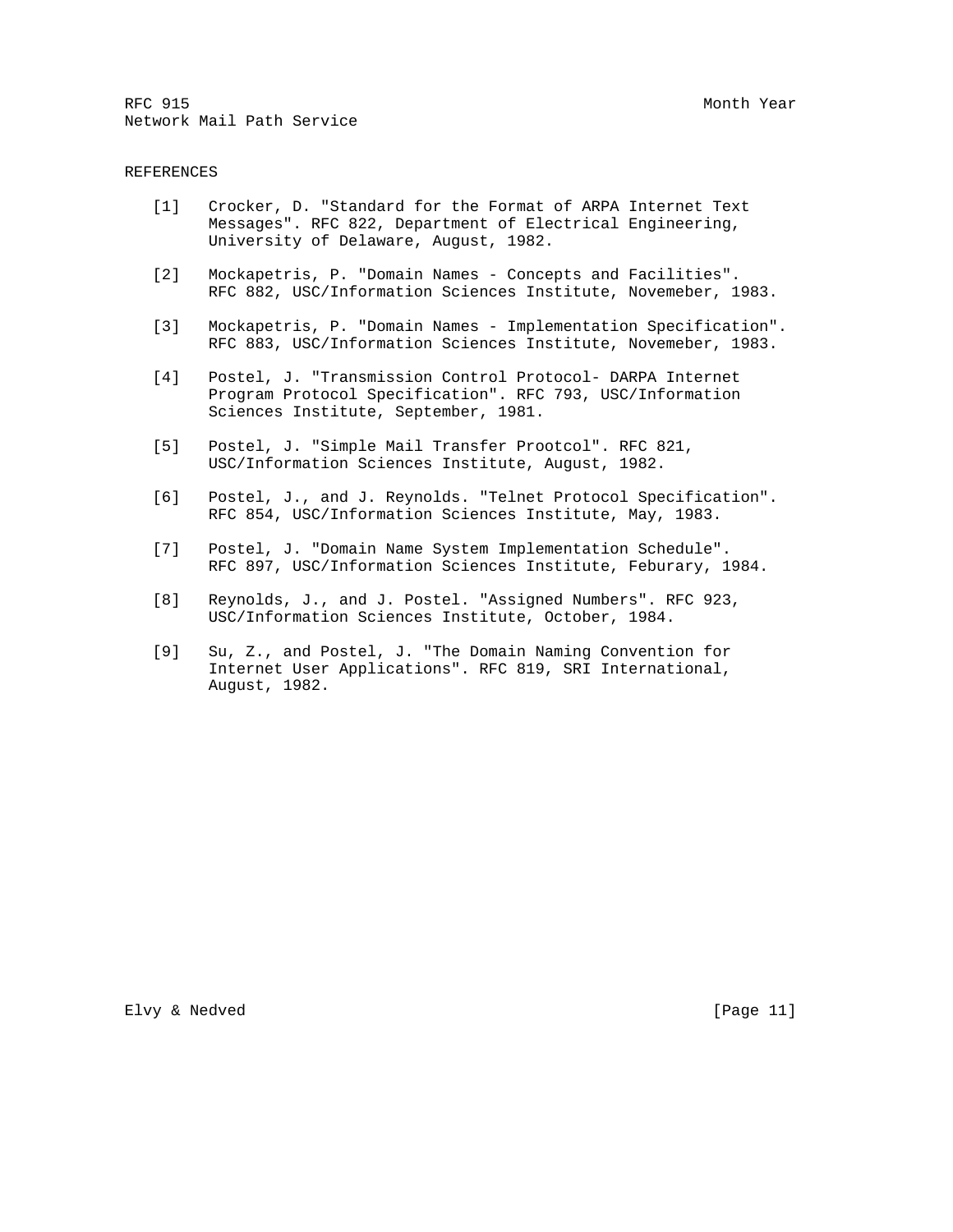## REFERENCES

[1] Crocker, D. "Standard for the Format of ARPA Internet Text Messages". RFC 822, Department of Electrical Engineering, University of Delaware, August, 1982.

[2] Mockapetris, P. "Domain Names - Concepts and Facilities". RFC 882, USC/Information Sciences Institute, Novemeber, 1983.

[3] Mockapetris, P. "Domain Names - Implementation Specification". RFC 883, USC/Information Sciences Institute, Novemeber, 1983.

[4] Postel, J. "Transmission Control Protocol- DARPA Internet Program Protocol Specification". RFC 793, USC/Information Sciences Institute, September, 1981.

[5] Postel, J. "Simple Mail Transfer Prootcol". RFC 821, USC/Information Sciences Institute, August, 1982.

[6] Postel, J., and J. Reynolds. "Telnet Protocol Specification". RFC 854, USC/Information Sciences Institute, May, 1983.

[7] Postel, J. "Domain Name System Implementation Schedule". RFC 897, USC/Information Sciences Institute, Feburary, 1984.

[8] Reynolds, J., and J. Postel. "Assigned Numbers". RFC 923, USC/Information Sciences Institute, October, 1984.

[9] Su, Z., and Postel, J. "The Domain Naming Convention for Internet User Applications". RFC 819, SRI International, August, 1982.